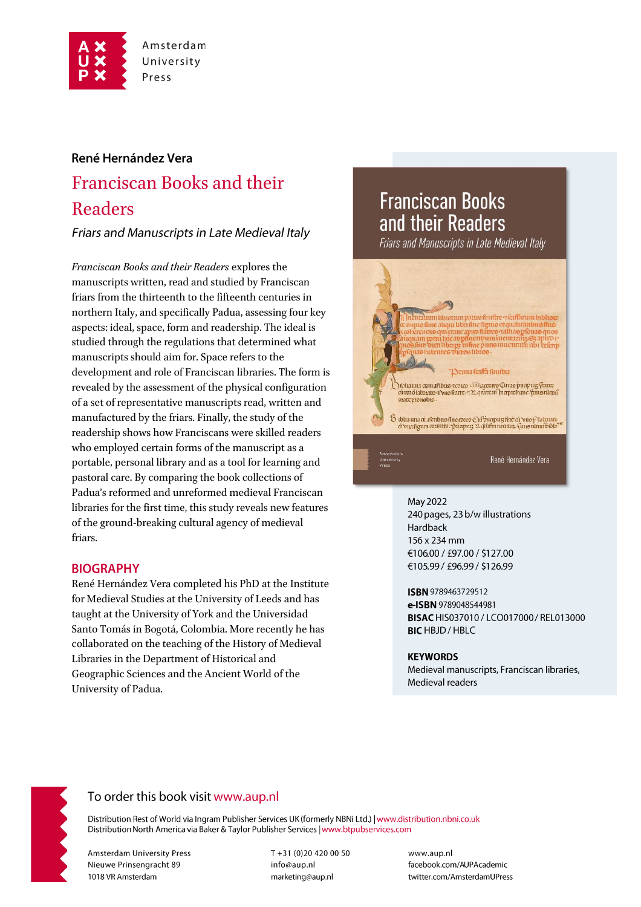Amsterdam University Press

René Hernández Vera

# Franciscan Books and their Readers

*Friars and Manuscripts in Late Medieval Italy*

*Franciscan Books and their Readers* explores the manuscripts written, read and studied by Franciscan friars from the thirteenth to the fifteenth centuries in northern Italy, and specifically Padua, assessing four key aspects: ideal, space, form and readership. The ideal is studied through the regulations that determined what manuscripts should aim for. Space refers to the development and role of Franciscan libraries. The form is revealed by the assessment of the physical configuration of a set of representative manuscripts read, written and manufactured by the friars. Finally, the study of the readership shows how Franciscans were skilled readers who employed certain forms of the manuscript as a portable, personal library and as a tool for learning and pastoral care. By comparing the book collections of Padua's reformed and unreformed medieval Franciscan libraries for the first time, this study reveals new features of the ground-breaking cultural agency of medieval friars.

## BIOGRAPHY

René Hernández Vera completed his PhD at the Institute for Medieval Studies at the University of Leeds and has taught at the University of York and the Universidad Santo Tomás in Bogotá, Colombia. More recently he has collaborated on the teaching of the History of Medieval Libraries in the Department of Historical and Geographic Sciences and the Ancient World of the University of Padua.

May 2022
240 pages, 23 b/w illustrations
Hardback
156 x 234 mm
€106.00 / £97.00 / $127.00
€105.99 / £96.99 / $126.99

**ISBN** 9789463729512
**e-ISBN** 9789048544981
**BISAC** HIS037010 / LCO017000 / REL013000
**BIC** HBJD / HBLC

**KEYWORDS**
Medieval manuscripts, Franciscan libraries, Medieval readers

To order this book visit www.aup.nl

Distribution Rest of World via Ingram Publisher Services UK (formerly NBNi Ltd.) | www.distribution.nbni.co.uk
Distribution North America via Baker & Taylor Publisher Services | www.btpubservices.com

Amsterdam University Press
Nieuwe Prinsengracht 89
1018 VR Amsterdam

T +31 (0)20 420 00 50
info@aup.nl
marketing@aup.nl

www.aup.nl
facebook.com/AUPAcademic
twitter.com/AmsterdamUPress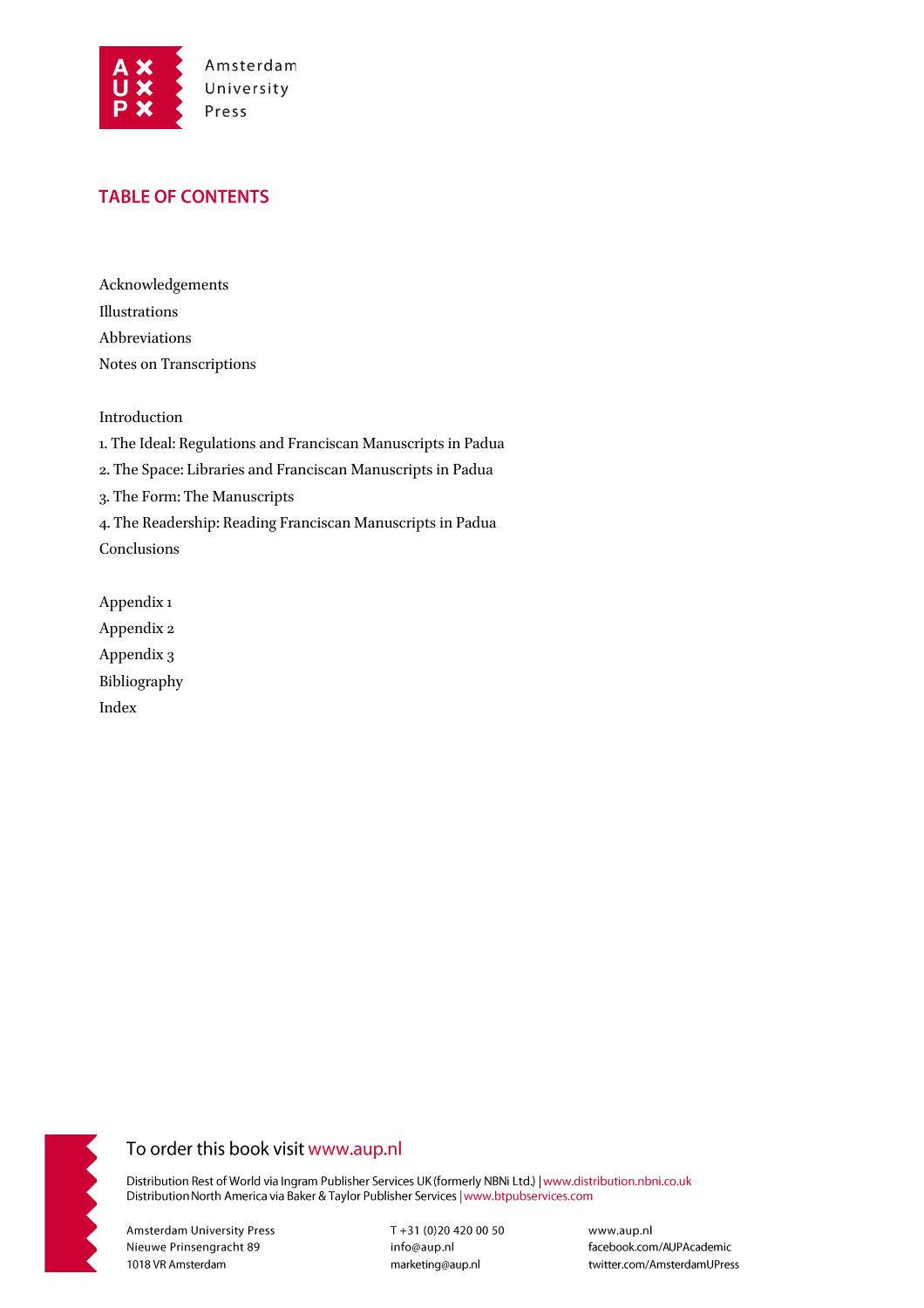Amsterdam University Press

## TABLE OF CONTENTS

Acknowledgements
Illustrations
Abbreviations
Notes on Transcriptions

Introduction
1. The Ideal: Regulations and Franciscan Manuscripts in Padua
2. The Space: Libraries and Franciscan Manuscripts in Padua
3. The Form: The Manuscripts
4. The Readership: Reading Franciscan Manuscripts in Padua
Conclusions

Appendix 1
Appendix 2
Appendix 3
Bibliography
Index

To order this book visit www.aup.nl

Distribution Rest of World via Ingram Publisher Services UK (formerly NBNi Ltd.) | www.distribution.nbni.co.uk
Distribution North America via Baker & Taylor Publisher Services | www.btpubservices.com

Amsterdam University Press
Nieuwe Prinsengracht 89
1018 VR Amsterdam

T +31 (0)20 420 00 50
info@aup.nl
marketing@aup.nl

www.aup.nl
facebook.com/AUPAcademic
twitter.com/AmsterdamUPress